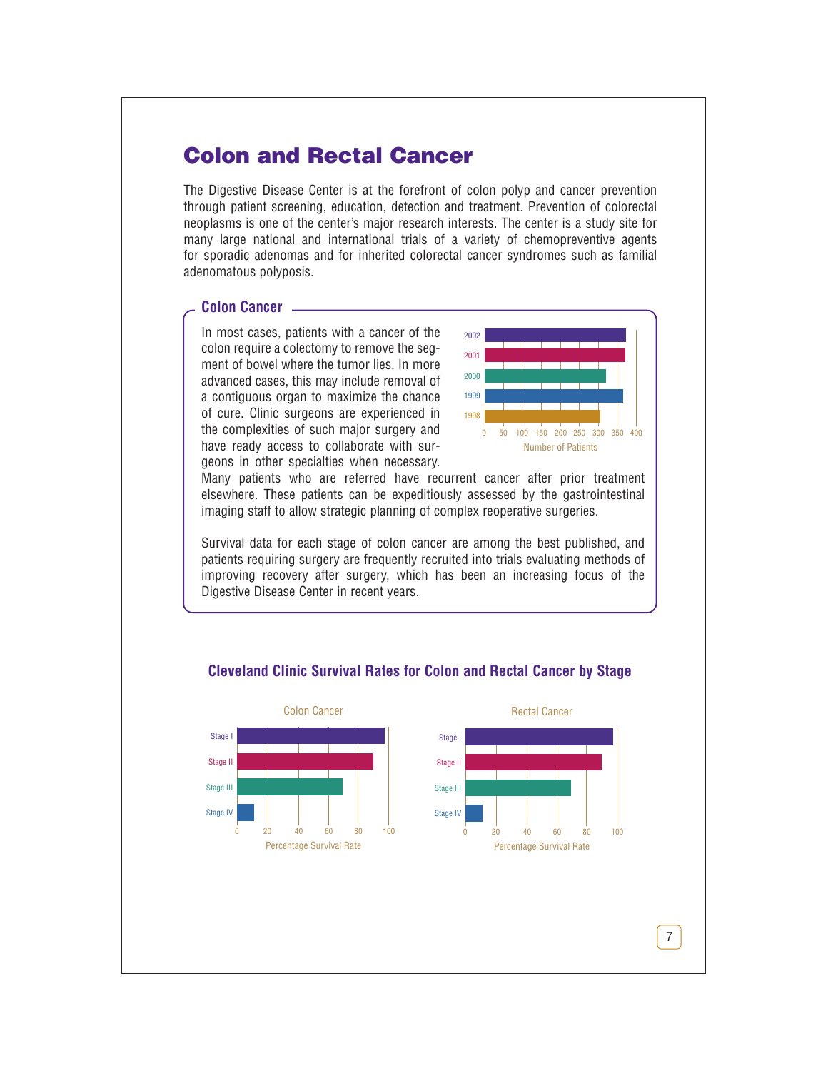// Colon and Rectal Cancer

The Digestive Disease Center is at the forefront of colon polyp and cancer prevention through patient screening, education, detection and treatment. Prevention of colorectal neoplasms is one of the center's major research interests. The center is a study site for many large national and international trials of a variety of chemopreventive agents for sporadic adenomas and for inherited colorectal cancer syndromes such as familial adenomatous polyposis.

## Colon Cancer

In most cases, patients with a cancer of the colon require a colectomy to remove the segment of bowel where the tumor lies. In more advanced cases, this may include removal of a contiguous organ to maximize the chance of cure. Clinic surgeons are experienced in the complexities of such major surgery and have ready access to collaborate with surgeons in other specialties when necessary. Many patients who are referred have recurrent cancer after prior treatment elsewhere. These patients can be expeditiously assessed by the gastrointestinal imaging staff to allow strategic planning of complex reoperative surgeries.

Survival data for each stage of colon cancer are among the best published, and patients requiring surgery are frequently recruited into trials evaluating methods of improving recovery after surgery, which has been an increasing focus of the Digestive Disease Center in recent years.

### Cleveland Clinic Survival Rates for Colon and Rectal Cancer by Stage

# Colon and Rectal Cancer

The Digestive Disease Center is at the forefront of colon polyp and cancer prevention through patient screening, education, detection and treatment. Prevention of colorectal neoplasms is one of the center's major research interests. The center is a study site for many large national and international trials of a variety of chemopreventive agents for sporadic adenomas and for inherited colorectal cancer syndromes such as familial adenomatous polyposis.

## Colon Cancer

In most cases, patients with a cancer of the colon require a colectomy to remove the segment of bowel where the tumor lies. In more advanced cases, this may include removal of a contiguous organ to maximize the chance of cure. Clinic surgeons are experienced in the complexities of such major surgery and have ready access to collaborate with surgeons in other specialties when necessary. Many patients who are referred have recurrent cancer after prior treatment elsewhere. These patients can be expeditiously assessed by the gastrointestinal imaging staff to allow strategic planning of complex reoperative surgeries.

Survival data for each stage of colon cancer are among the best published, and patients requiring surgery are frequently recruited into trials evaluating methods of improving recovery after surgery, which has been an increasing focus of the Digestive Disease Center in recent years.

### Cleveland Clinic Survival Rates for Colon and Rectal Cancer by Stage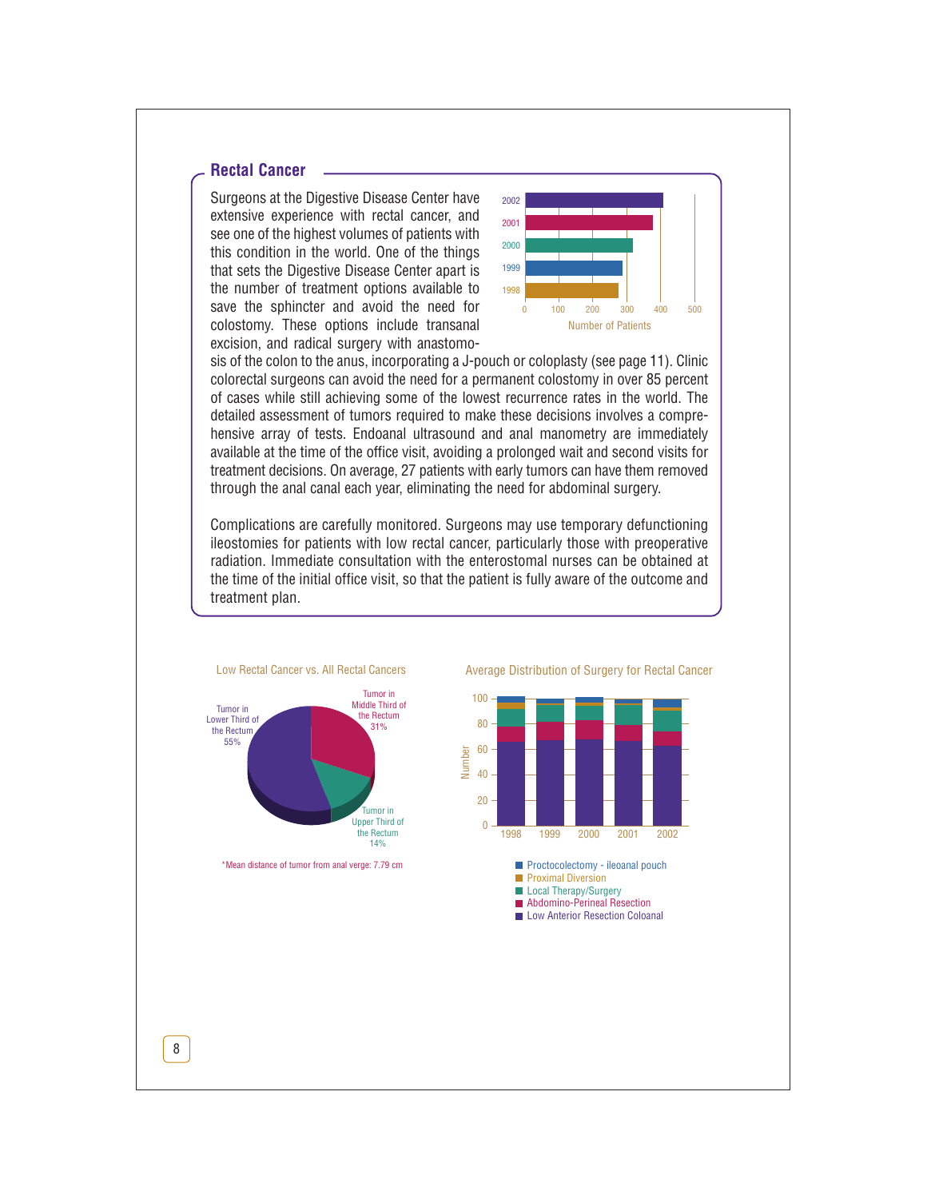## Rectal Cancer

Surgeons at the Digestive Disease Center have extensive experience with rectal cancer, and see one of the highest volumes of patients with this condition in the world. One of the things that sets the Digestive Disease Center apart is the number of treatment options available to save the sphincter and avoid the need for colostomy. These options include transanal excision, and radical surgery with anastomosis of the colon to the anus, incorporating a J-pouch or coloplasty (see page 11). Clinic colorectal surgeons can avoid the need for a permanent colostomy in over 85 percent of cases while still achieving some of the lowest recurrence rates in the world. The detailed assessment of tumors required to make these decisions involves a comprehensive array of tests. Endoanal ultrasound and anal manometry are immediately available at the time of the office visit, avoiding a prolonged wait and second visits for treatment decisions. On average, 27 patients with early tumors can have them removed through the anal canal each year, eliminating the need for abdominal surgery.

Complications are carefully monitored. Surgeons may use temporary defunctioning ileostomies for patients with low rectal cancer, particularly those with preoperative radiation. Immediate consultation with the enterostomal nurses can be obtained at the time of the initial office visit, so that the patient is fully aware of the outcome and treatment plan.

Number of Patients

Low Rectal Cancer vs. All Rectal Cancers

- Tumor in Lower Third of the Rectum 55%
- Tumor in Middle Third of the Rectum 31%
- Tumor in Upper Third of the Rectum 14%

*Mean distance of tumor from anal verge: 7.79 cm

Average Distribution of Surgery for Rectal Cancer

- Proctocolectomy - ileoanal pouch
- Proximal Diversion
- Local Therapy/Surgery
- Abdomino-Perineal Resection
- Low Anterior Resection Coloanal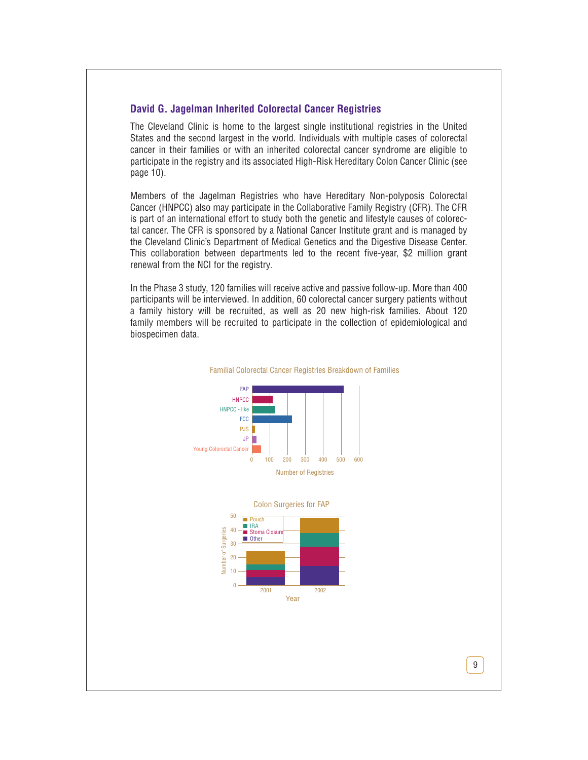## David G. Jagelman Inherited Colorectal Cancer Registries

The Cleveland Clinic is home to the largest single institutional registries in the United States and the second largest in the world. Individuals with multiple cases of colorectal cancer in their families or with an inherited colorectal cancer syndrome are eligible to participate in the registry and its associated High-Risk Hereditary Colon Cancer Clinic (see page 10).

Members of the Jagelman Registries who have Hereditary Non-polyposis Colorectal Cancer (HNPCC) also may participate in the Collaborative Family Registry (CFR). The CFR is part of an international effort to study both the genetic and lifestyle causes of colorectal cancer. The CFR is sponsored by a National Cancer Institute grant and is managed by the Cleveland Clinic's Department of Medical Genetics and the Digestive Disease Center. This collaboration between departments led to the recent five-year, $2 million grant renewal from the NCI for the registry.

In the Phase 3 study, 120 families will receive active and passive follow-up. More than 400 participants will be interviewed. In addition, 60 colorectal cancer surgery patients without a family history will be recruited, as well as 20 new high-risk families. About 120 family members will be recruited to participate in the collection of epidemiological and biospecimen data.

Familial Colorectal Cancer Registries Breakdown of Families

Colon Surgeries for FAP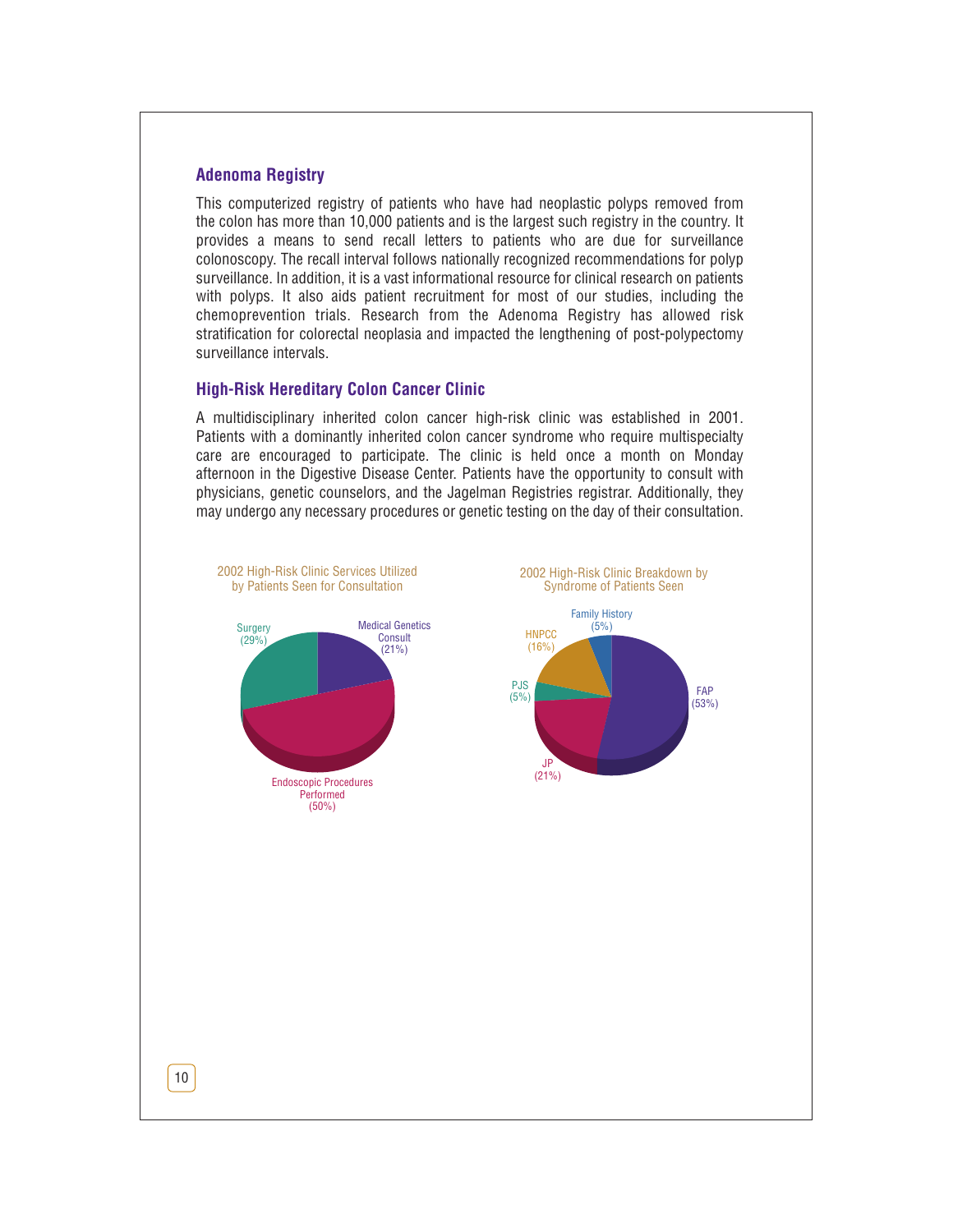## Adenoma Registry

This computerized registry of patients who have had neoplastic polyps removed from the colon has more than 10,000 patients and is the largest such registry in the country. It provides a means to send recall letters to patients who are due for surveillance colonoscopy. The recall interval follows nationally recognized recommendations for polyp surveillance. In addition, it is a vast informational resource for clinical research on patients with polyps. It also aids patient recruitment for most of our studies, including the chemoprevention trials. Research from the Adenoma Registry has allowed risk stratification for colorectal neoplasia and impacted the lengthening of post-polypectomy surveillance intervals.

## High-Risk Hereditary Colon Cancer Clinic

A multidisciplinary inherited colon cancer high-risk clinic was established in 2001. Patients with a dominantly inherited colon cancer syndrome who require multispecialty care are encouraged to participate. The clinic is held once a month on Monday afternoon in the Digestive Disease Center. Patients have the opportunity to consult with physicians, genetic counselors, and the Jagelman Registries registrar. Additionally, they may undergo any necessary procedures or genetic testing on the day of their consultation.

2002 High-Risk Clinic Services Utilized by Patients Seen for Consultation

- Surgery (29%)
- Medical Genetics Consult (21%)
- Endoscopic Procedures Performed (50%)

2002 High-Risk Clinic Breakdown by Syndrome of Patients Seen

- Family History (5%)
- HNPCC (16%)
- PJS (5%)
- JP (21%)
- FAP (53%)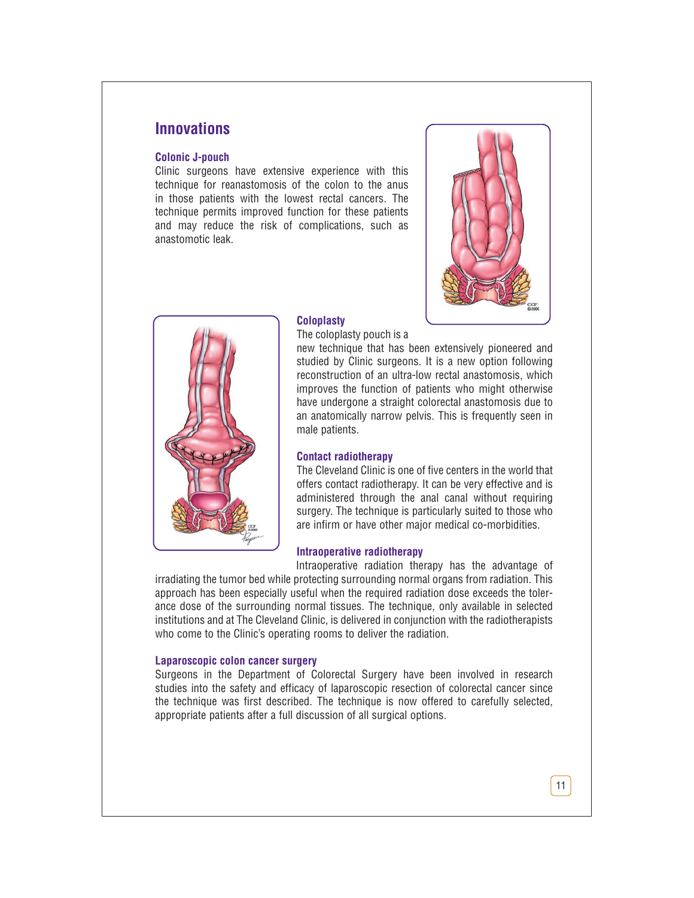## Innovations

### Colonic J-pouch

Clinic surgeons have extensive experience with this technique for reanastomosis of the colon to the anus in those patients with the lowest rectal cancers. The technique permits improved function for these patients and may reduce the risk of complications, such as anastomotic leak.

### Coloplasty

The coloplasty pouch is a new technique that has been extensively pioneered and studied by Clinic surgeons. It is a new option following reconstruction of an ultra-low rectal anastomosis, which improves the function of patients who might otherwise have undergone a straight colorectal anastomosis due to an anatomically narrow pelvis. This is frequently seen in male patients.

### Contact radiotherapy

The Cleveland Clinic is one of five centers in the world that offers contact radiotherapy. It can be very effective and is administered through the anal canal without requiring surgery. The technique is particularly suited to those who are infirm or have other major medical co-morbidities.

### Intraoperative radiotherapy

Intraoperative radiation therapy has the advantage of irradiating the tumor bed while protecting surrounding normal organs from radiation. This approach has been especially useful when the required radiation dose exceeds the tolerance dose of the surrounding normal tissues. The technique, only available in selected institutions and at The Cleveland Clinic, is delivered in conjunction with the radiotherapists who come to the Clinic's operating rooms to deliver the radiation.

### Laparoscopic colon cancer surgery

Surgeons in the Department of Colorectal Surgery have been involved in research studies into the safety and efficacy of laparoscopic resection of colorectal cancer since the technique was first described. The technique is now offered to carefully selected, appropriate patients after a full discussion of all surgical options.